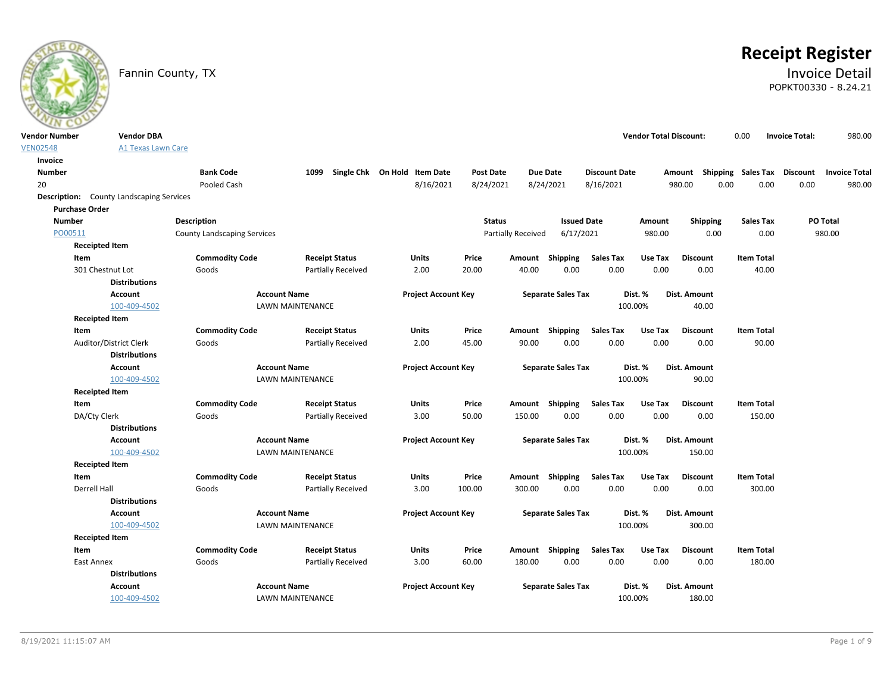# Receipt Register

Fannin County, TX

## Invoice Detail

POPKT00330 - 8.24.21

| Vendor Number | Vendor DBA | Vendor Total Discount: | Invoice Total: |
|---|---|---|---|
| VEN02548 | A1 Texas Lawn Care | 0.00 | 980.00 |

**Invoice**

| Number | Bank Code | 1099 | Single Chk | On Hold | Item Date | Post Date | Due Date | Discount Date | Amount | Shipping | Sales Tax | Discount | Invoice Total |
|---|---|---|---|---|---|---|---|---|---|---|---|---|---|
| 20 | Pooled Cash | | | | 8/16/2021 | 8/24/2021 | 8/24/2021 | 8/16/2021 | 980.00 | 0.00 | 0.00 | 0.00 | 980.00 |

**Description:** County Landscaping Services

**Purchase Order**

| Number | Description | Status | Issued Date | Amount | Shipping | Sales Tax | PO Total |
|---|---|---|---|---|---|---|---|
| PO00511 | County Landscaping Services | Partially Received | 6/17/2021 | 980.00 | 0.00 | 0.00 | 980.00 |

**Receipted Item**

| Item | Commodity Code | Receipt Status | Units | Price | Amount | Shipping | Sales Tax | Use Tax | Discount | Item Total |
|---|---|---|---|---|---|---|---|---|---|---|
| 301 Chestnut Lot | Goods | Partially Received | 2.00 | 20.00 | 40.00 | 0.00 | 0.00 | 0.00 | 0.00 | 40.00 |

**Distributions**

| Account | Account Name | Project Account Key | Separate Sales Tax | Dist. % | Dist. Amount |
|---|---|---|---|---|---|
| 100-409-4502 | LAWN MAINTENANCE | | | 100.00% | 40.00 |

**Receipted Item**

| Item | Commodity Code | Receipt Status | Units | Price | Amount | Shipping | Sales Tax | Use Tax | Discount | Item Total |
|---|---|---|---|---|---|---|---|---|---|---|
| Auditor/District Clerk | Goods | Partially Received | 2.00 | 45.00 | 90.00 | 0.00 | 0.00 | 0.00 | 0.00 | 90.00 |

**Distributions**

| Account | Account Name | Project Account Key | Separate Sales Tax | Dist. % | Dist. Amount |
|---|---|---|---|---|---|
| 100-409-4502 | LAWN MAINTENANCE | | | 100.00% | 90.00 |

**Receipted Item**

| Item | Commodity Code | Receipt Status | Units | Price | Amount | Shipping | Sales Tax | Use Tax | Discount | Item Total |
|---|---|---|---|---|---|---|---|---|---|---|
| DA/Cty Clerk | Goods | Partially Received | 3.00 | 50.00 | 150.00 | 0.00 | 0.00 | 0.00 | 0.00 | 150.00 |

**Distributions**

| Account | Account Name | Project Account Key | Separate Sales Tax | Dist. % | Dist. Amount |
|---|---|---|---|---|---|
| 100-409-4502 | LAWN MAINTENANCE | | | 100.00% | 150.00 |

**Receipted Item**

| Item | Commodity Code | Receipt Status | Units | Price | Amount | Shipping | Sales Tax | Use Tax | Discount | Item Total |
|---|---|---|---|---|---|---|---|---|---|---|
| Derrell Hall | Goods | Partially Received | 3.00 | 100.00 | 300.00 | 0.00 | 0.00 | 0.00 | 0.00 | 300.00 |

**Distributions**

| Account | Account Name | Project Account Key | Separate Sales Tax | Dist. % | Dist. Amount |
|---|---|---|---|---|---|
| 100-409-4502 | LAWN MAINTENANCE | | | 100.00% | 300.00 |

**Receipted Item**

| Item | Commodity Code | Receipt Status | Units | Price | Amount | Shipping | Sales Tax | Use Tax | Discount | Item Total |
|---|---|---|---|---|---|---|---|---|---|---|
| East Annex | Goods | Partially Received | 3.00 | 60.00 | 180.00 | 0.00 | 0.00 | 0.00 | 0.00 | 180.00 |

**Distributions**

| Account | Account Name | Project Account Key | Separate Sales Tax | Dist. % | Dist. Amount |
|---|---|---|---|---|---|
| 100-409-4502 | LAWN MAINTENANCE | | | 100.00% | 180.00 |

8/19/2021 11:15:07 AM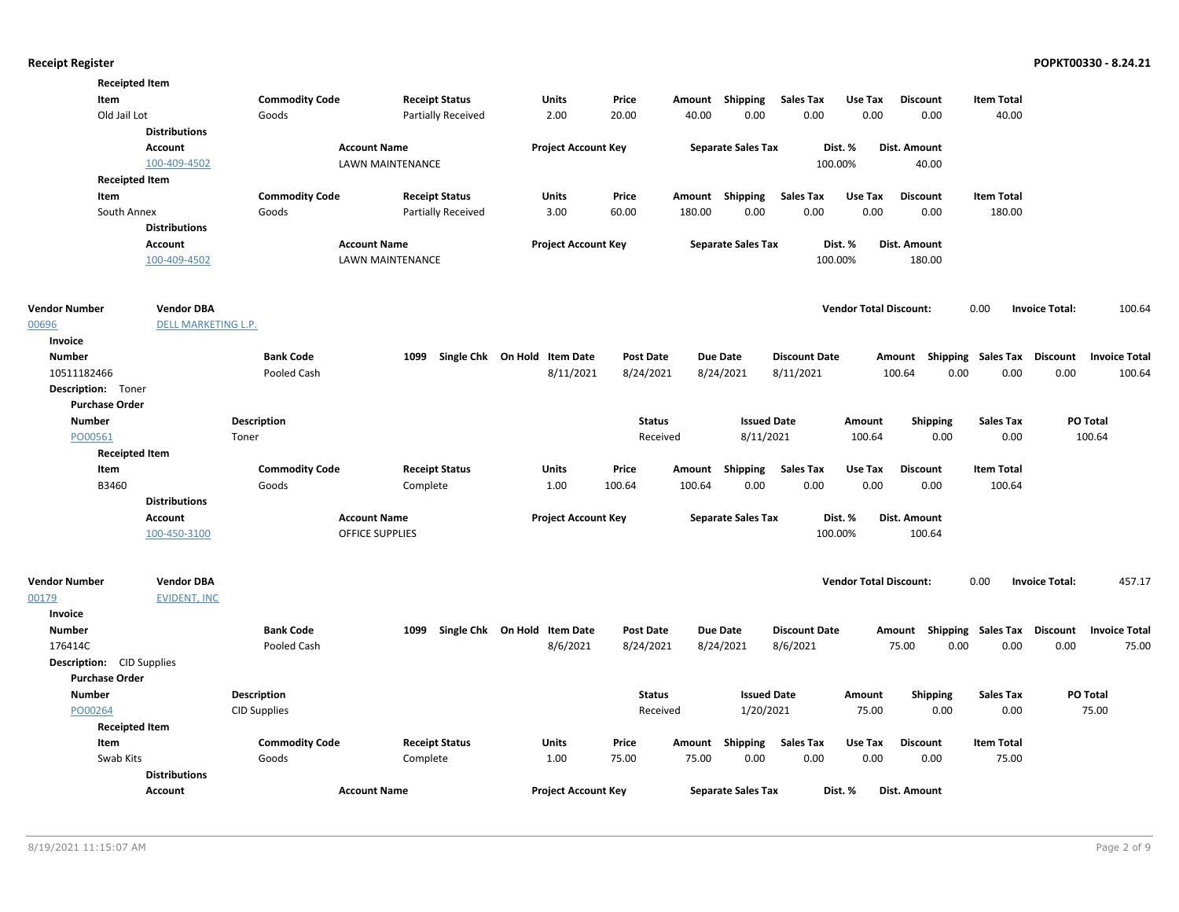**Receipted Item**

| Item | Commodity Code | Receipt Status | Units | Price | Amount | Shipping | Sales Tax | Use Tax | Discount | Item Total |
|---|---|---|---|---|---|---|---|---|---|---|
| Old Jail Lot | Goods | Partially Received | 2.00 | 20.00 | 40.00 | 0.00 | 0.00 | 0.00 | 0.00 | 40.00 |

**Distributions**

| Account | Account Name | Project Account Key | Separate Sales Tax | Dist. % | Dist. Amount |
|---|---|---|---|---|---|
| 100-409-4502 | LAWN MAINTENANCE | | | 100.00% | 40.00 |

**Receipted Item**

| Item | Commodity Code | Receipt Status | Units | Price | Amount | Shipping | Sales Tax | Use Tax | Discount | Item Total |
|---|---|---|---|---|---|---|---|---|---|---|
| South Annex | Goods | Partially Received | 3.00 | 60.00 | 180.00 | 0.00 | 0.00 | 0.00 | 0.00 | 180.00 |

**Distributions**

| Account | Account Name | Project Account Key | Separate Sales Tax | Dist. % | Dist. Amount |
|---|---|---|---|---|---|
| 100-409-4502 | LAWN MAINTENANCE | | | 100.00% | 180.00 |

**Vendor Number** 00696 **Vendor DBA** DELL MARKETING L.P. — **Vendor Total Discount:** 0.00 **Invoice Total:** 100.64

**Invoice**

| Number | Bank Code | 1099 | Single Chk | On Hold | Item Date | Post Date | Due Date | Discount Date | Amount | Shipping | Sales Tax | Discount | Invoice Total |
|---|---|---|---|---|---|---|---|---|---|---|---|---|---|
| 10511182466 | Pooled Cash | | | | 8/11/2021 | 8/24/2021 | 8/24/2021 | 8/11/2021 | 100.64 | 0.00 | 0.00 | 0.00 | 100.64 |

**Description:** Toner

**Purchase Order**

| Number | Description | Status | Issued Date | Amount | Shipping | Sales Tax | PO Total |
|---|---|---|---|---|---|---|---|
| PO00561 | Toner | Received | 8/11/2021 | 100.64 | 0.00 | 0.00 | 100.64 |

**Receipted Item**

| Item | Commodity Code | Receipt Status | Units | Price | Amount | Shipping | Sales Tax | Use Tax | Discount | Item Total |
|---|---|---|---|---|---|---|---|---|---|---|
| B3460 | Goods | Complete | 1.00 | 100.64 | 100.64 | 0.00 | 0.00 | 0.00 | 0.00 | 100.64 |

**Distributions**

| Account | Account Name | Project Account Key | Separate Sales Tax | Dist. % | Dist. Amount |
|---|---|---|---|---|---|
| 100-450-3100 | OFFICE SUPPLIES | | | 100.00% | 100.64 |

**Vendor Number** 00179 **Vendor DBA** EVIDENT, INC — **Vendor Total Discount:** 0.00 **Invoice Total:** 457.17

**Invoice**

| Number | Bank Code | 1099 | Single Chk | On Hold | Item Date | Post Date | Due Date | Discount Date | Amount | Shipping | Sales Tax | Discount | Invoice Total |
|---|---|---|---|---|---|---|---|---|---|---|---|---|---|
| 176414C | Pooled Cash | | | | 8/6/2021 | 8/24/2021 | 8/24/2021 | 8/6/2021 | 75.00 | 0.00 | 0.00 | 0.00 | 75.00 |

**Description:** CID Supplies

**Purchase Order**

| Number | Description | Status | Issued Date | Amount | Shipping | Sales Tax | PO Total |
|---|---|---|---|---|---|---|---|
| PO00264 | CID Supplies | Received | 1/20/2021 | 75.00 | 0.00 | 0.00 | 75.00 |

**Receipted Item**

| Item | Commodity Code | Receipt Status | Units | Price | Amount | Shipping | Sales Tax | Use Tax | Discount | Item Total |
|---|---|---|---|---|---|---|---|---|---|---|
| Swab Kits | Goods | Complete | 1.00 | 75.00 | 75.00 | 0.00 | 0.00 | 0.00 | 0.00 | 75.00 |

**Distributions**

| Account | Account Name | Project Account Key | Separate Sales Tax | Dist. % | Dist. Amount |
|---|---|---|---|---|---|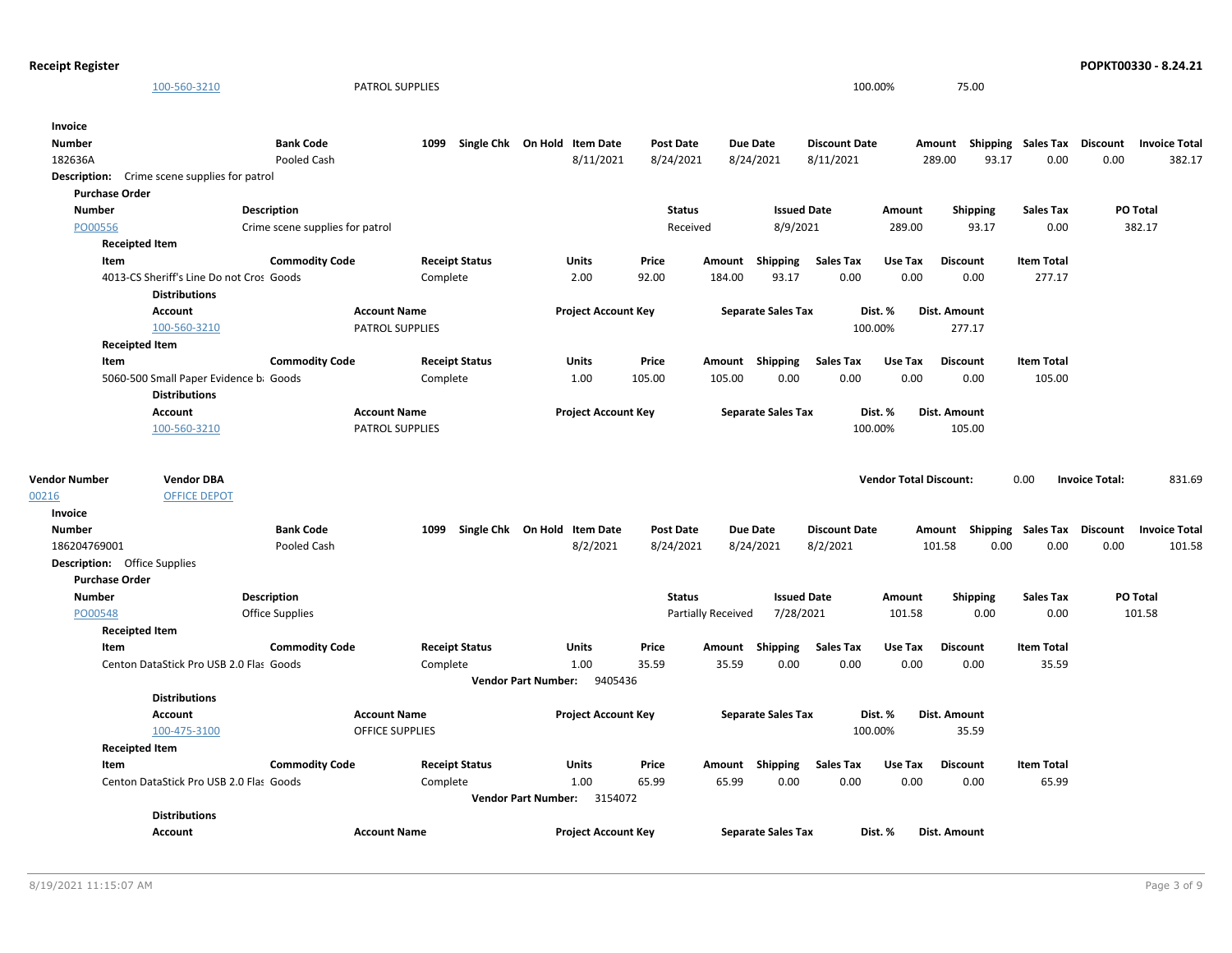| Account | Account Name | Project Account Key | Separate Sales Tax | Dist. % | Dist. Amount |
|---|---|---|---|---|---|
| 100-560-3210 | PATROL SUPPLIES | | | 100.00% | 75.00 |

**Invoice**

| Number | Bank Code | 1099 | Single Chk | On Hold | Item Date | Post Date | Due Date | Discount Date | Amount | Shipping | Sales Tax | Discount | Invoice Total |
|---|---|---|---|---|---|---|---|---|---|---|---|---|---|
| 182636A | Pooled Cash | | | | 8/11/2021 | 8/24/2021 | 8/24/2021 | 8/11/2021 | 289.00 | 93.17 | 0.00 | 0.00 | 382.17 |

**Description:** Crime scene supplies for patrol

**Purchase Order**

| Number | Description | Status | Issued Date | Amount | Shipping | Sales Tax | PO Total |
|---|---|---|---|---|---|---|---|
| PO00556 | Crime scene supplies for patrol | Received | 8/9/2021 | 289.00 | 93.17 | 0.00 | 382.17 |

**Receipted Item**

| Item | Commodity Code | Receipt Status | Units | Price | Amount | Shipping | Sales Tax | Use Tax | Discount | Item Total |
|---|---|---|---|---|---|---|---|---|---|---|
| 4013-CS Sheriff's Line Do not Cros | Goods | Complete | 2.00 | 92.00 | 184.00 | 93.17 | 0.00 | 0.00 | 0.00 | 277.17 |

**Distributions**

| Account | Account Name | Project Account Key | Separate Sales Tax | Dist. % | Dist. Amount |
|---|---|---|---|---|---|
| 100-560-3210 | PATROL SUPPLIES | | | 100.00% | 277.17 |

**Receipted Item**

| Item | Commodity Code | Receipt Status | Units | Price | Amount | Shipping | Sales Tax | Use Tax | Discount | Item Total |
|---|---|---|---|---|---|---|---|---|---|---|
| 5060-500 Small Paper Evidence b | Goods | Complete | 1.00 | 105.00 | 105.00 | 0.00 | 0.00 | 0.00 | 0.00 | 105.00 |

**Distributions**

| Account | Account Name | Project Account Key | Separate Sales Tax | Dist. % | Dist. Amount |
|---|---|---|---|---|---|
| 100-560-3210 | PATROL SUPPLIES | | | 100.00% | 105.00 |

| Vendor Number | Vendor DBA | Vendor Total Discount: | Invoice Total: |
|---|---|---|---|
| 00216 | OFFICE DEPOT | 0.00 | 831.69 |

**Invoice**

| Number | Bank Code | 1099 | Single Chk | On Hold | Item Date | Post Date | Due Date | Discount Date | Amount | Shipping | Sales Tax | Discount | Invoice Total |
|---|---|---|---|---|---|---|---|---|---|---|---|---|---|
| 186204769001 | Pooled Cash | | | | 8/2/2021 | 8/24/2021 | 8/24/2021 | 8/2/2021 | 101.58 | 0.00 | 0.00 | 0.00 | 101.58 |

**Description:** Office Supplies

**Purchase Order**

| Number | Description | Status | Issued Date | Amount | Shipping | Sales Tax | PO Total |
|---|---|---|---|---|---|---|---|
| PO00548 | Office Supplies | Partially Received | 7/28/2021 | 101.58 | 0.00 | 0.00 | 101.58 |

**Receipted Item**

| Item | Commodity Code | Receipt Status | Units | Price | Amount | Shipping | Sales Tax | Use Tax | Discount | Item Total |
|---|---|---|---|---|---|---|---|---|---|---|
| Centon DataStick Pro USB 2.0 Flas | Goods | Complete | 1.00 | 35.59 | 35.59 | 0.00 | 0.00 | 0.00 | 0.00 | 35.59 |

**Vendor Part Number:** 9405436

**Distributions**

| Account | Account Name | Project Account Key | Separate Sales Tax | Dist. % | Dist. Amount |
|---|---|---|---|---|---|
| 100-475-3100 | OFFICE SUPPLIES | | | 100.00% | 35.59 |

**Receipted Item**

| Item | Commodity Code | Receipt Status | Units | Price | Amount | Shipping | Sales Tax | Use Tax | Discount | Item Total |
|---|---|---|---|---|---|---|---|---|---|---|
| Centon DataStick Pro USB 2.0 Flas | Goods | Complete | 1.00 | 65.99 | 65.99 | 0.00 | 0.00 | 0.00 | 0.00 | 65.99 |

**Vendor Part Number:** 3154072

**Distributions**

| Account | Account Name | Project Account Key | Separate Sales Tax | Dist. % | Dist. Amount |
|---|---|---|---|---|---|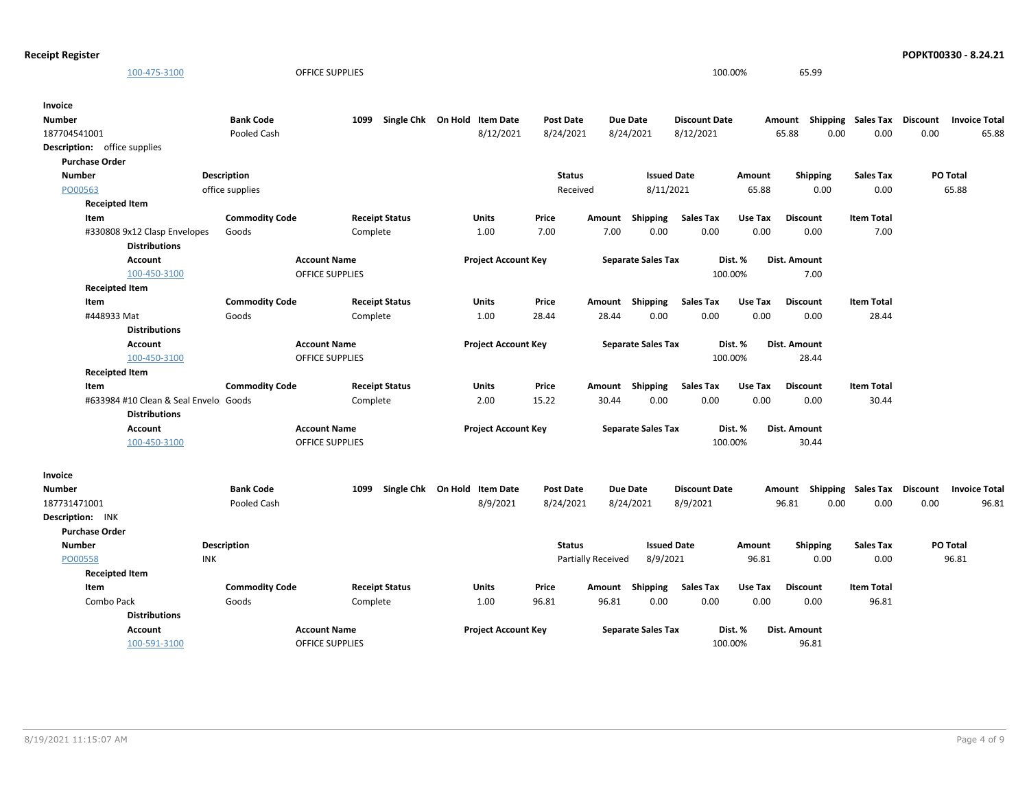| Account | Account Name | Project Account Key | Separate Sales Tax | Dist. % | Dist. Amount |
|---|---|---|---|---|---|
| 100-475-3100 | OFFICE SUPPLIES | | | 100.00% | 65.99 |

**Invoice**

| Number | Bank Code | 1099 | Single Chk | On Hold | Item Date | Post Date | Due Date | Discount Date | Amount | Shipping | Sales Tax | Discount | Invoice Total |
|---|---|---|---|---|---|---|---|---|---|---|---|---|---|
| 187704541001 | Pooled Cash | | | | 8/12/2021 | 8/24/2021 | 8/24/2021 | 8/12/2021 | 65.88 | 0.00 | 0.00 | 0.00 | 65.88 |

**Description:** office supplies

**Purchase Order**

| Number | Description | Status | Issued Date | Amount | Shipping | Sales Tax | PO Total |
|---|---|---|---|---|---|---|---|
| PO00563 | office supplies | Received | 8/11/2021 | 65.88 | 0.00 | 0.00 | 65.88 |

**Receipted Item**

| Item | Commodity Code | Receipt Status | Units | Price | Amount | Shipping | Sales Tax | Use Tax | Discount | Item Total |
|---|---|---|---|---|---|---|---|---|---|---|
| #330808 9x12 Clasp Envelopes | Goods | Complete | 1.00 | 7.00 | 7.00 | 0.00 | 0.00 | 0.00 | 0.00 | 7.00 |

**Distributions**

| Account | Account Name | Project Account Key | Separate Sales Tax | Dist. % | Dist. Amount |
|---|---|---|---|---|---|
| 100-450-3100 | OFFICE SUPPLIES | | | 100.00% | 7.00 |

**Receipted Item**

| Item | Commodity Code | Receipt Status | Units | Price | Amount | Shipping | Sales Tax | Use Tax | Discount | Item Total |
|---|---|---|---|---|---|---|---|---|---|---|
| #448933 Mat | Goods | Complete | 1.00 | 28.44 | 28.44 | 0.00 | 0.00 | 0.00 | 0.00 | 28.44 |

**Distributions**

| Account | Account Name | Project Account Key | Separate Sales Tax | Dist. % | Dist. Amount |
|---|---|---|---|---|---|
| 100-450-3100 | OFFICE SUPPLIES | | | 100.00% | 28.44 |

**Receipted Item**

| Item | Commodity Code | Receipt Status | Units | Price | Amount | Shipping | Sales Tax | Use Tax | Discount | Item Total |
|---|---|---|---|---|---|---|---|---|---|---|
| #633984 #10 Clean & Seal Envelo | Goods | Complete | 2.00 | 15.22 | 30.44 | 0.00 | 0.00 | 0.00 | 0.00 | 30.44 |

**Distributions**

| Account | Account Name | Project Account Key | Separate Sales Tax | Dist. % | Dist. Amount |
|---|---|---|---|---|---|
| 100-450-3100 | OFFICE SUPPLIES | | | 100.00% | 30.44 |

**Invoice**

| Number | Bank Code | 1099 | Single Chk | On Hold | Item Date | Post Date | Due Date | Discount Date | Amount | Shipping | Sales Tax | Discount | Invoice Total |
|---|---|---|---|---|---|---|---|---|---|---|---|---|---|
| 187731471001 | Pooled Cash | | | | 8/9/2021 | 8/24/2021 | 8/24/2021 | 8/9/2021 | 96.81 | 0.00 | 0.00 | 0.00 | 96.81 |

**Description:** INK

**Purchase Order**

| Number | Description | Status | Issued Date | Amount | Shipping | Sales Tax | PO Total |
|---|---|---|---|---|---|---|---|
| PO00558 | INK | Partially Received | 8/9/2021 | 96.81 | 0.00 | 0.00 | 96.81 |

**Receipted Item**

| Item | Commodity Code | Receipt Status | Units | Price | Amount | Shipping | Sales Tax | Use Tax | Discount | Item Total |
|---|---|---|---|---|---|---|---|---|---|---|
| Combo Pack | Goods | Complete | 1.00 | 96.81 | 96.81 | 0.00 | 0.00 | 0.00 | 0.00 | 96.81 |

**Distributions**

| Account | Account Name | Project Account Key | Separate Sales Tax | Dist. % | Dist. Amount |
|---|---|---|---|---|---|
| 100-591-3100 | OFFICE SUPPLIES | | | 100.00% | 96.81 |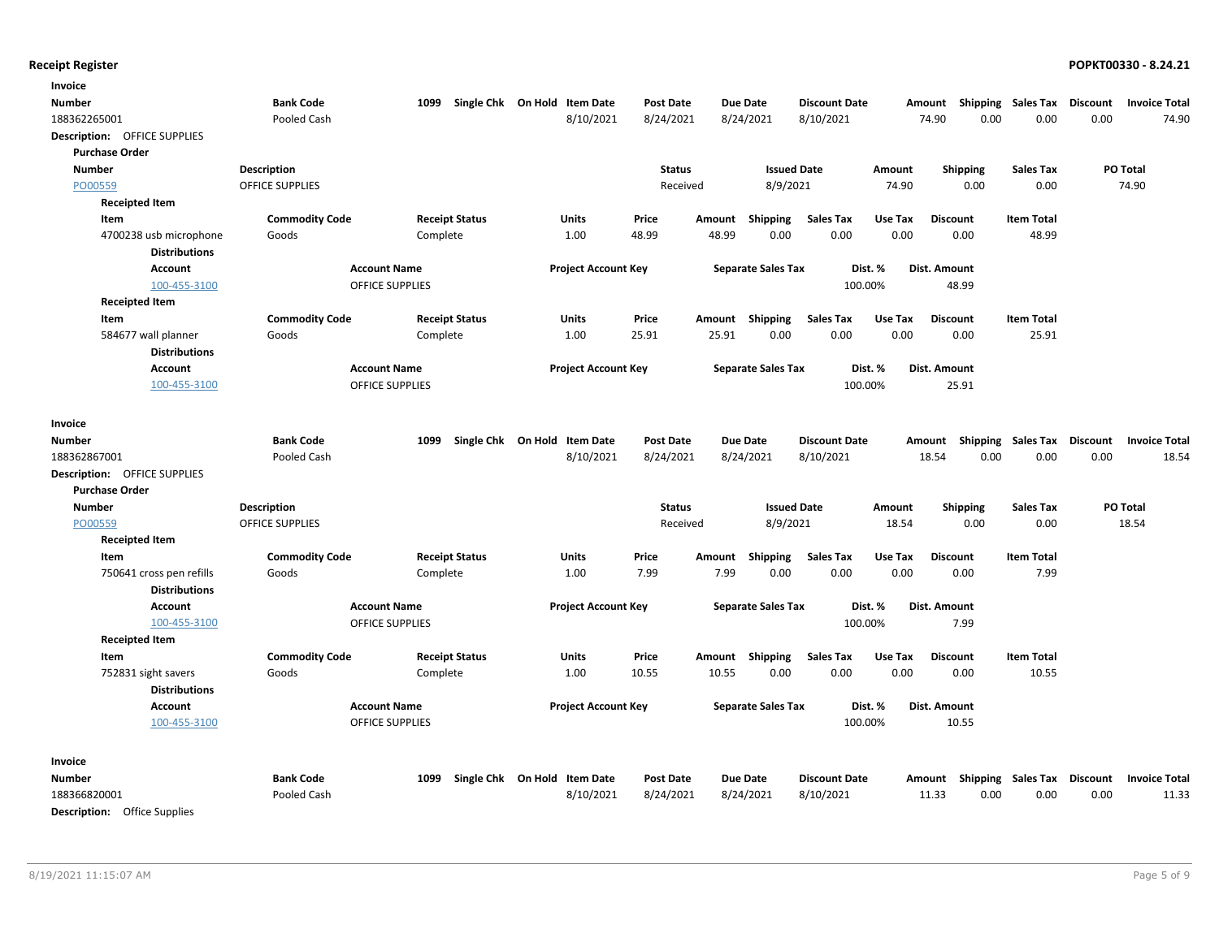**Receipt Register** | **POPKT00330 - 8.24.21**

**Invoice**

| Number | Bank Code | 1099 | Single Chk | On Hold | Item Date | Post Date | Due Date | Discount Date | Amount | Shipping | Sales Tax | Discount | Invoice Total |
|---|---|---|---|---|---|---|---|---|---|---|---|---|---|
| 188362265001 | Pooled Cash | | | | 8/10/2021 | 8/24/2021 | 8/24/2021 | 8/10/2021 | 74.90 | 0.00 | 0.00 | 0.00 | 74.90 |

**Description:** OFFICE SUPPLIES

**Purchase Order**

| Number | Description | Status | Issued Date | Amount | Shipping | Sales Tax | PO Total |
|---|---|---|---|---|---|---|---|
| PO00559 | OFFICE SUPPLIES | Received | 8/9/2021 | 74.90 | 0.00 | 0.00 | 74.90 |

**Receipted Item**

| Item | Commodity Code | Receipt Status | Units | Price | Amount | Shipping | Sales Tax | Use Tax | Discount | Item Total |
|---|---|---|---|---|---|---|---|---|---|---|
| 4700238 usb microphone | Goods | Complete | 1.00 | 48.99 | 48.99 | 0.00 | 0.00 | 0.00 | 0.00 | 48.99 |

**Distributions**

| Account | Account Name | Project Account Key | Separate Sales Tax | Dist. % | Dist. Amount |
|---|---|---|---|---|---|
| 100-455-3100 | OFFICE SUPPLIES | | | 100.00% | 48.99 |

**Receipted Item**

| Item | Commodity Code | Receipt Status | Units | Price | Amount | Shipping | Sales Tax | Use Tax | Discount | Item Total |
|---|---|---|---|---|---|---|---|---|---|---|
| 584677 wall planner | Goods | Complete | 1.00 | 25.91 | 25.91 | 0.00 | 0.00 | 0.00 | 0.00 | 25.91 |

**Distributions**

| Account | Account Name | Project Account Key | Separate Sales Tax | Dist. % | Dist. Amount |
|---|---|---|---|---|---|
| 100-455-3100 | OFFICE SUPPLIES | | | 100.00% | 25.91 |

**Invoice**

| Number | Bank Code | 1099 | Single Chk | On Hold | Item Date | Post Date | Due Date | Discount Date | Amount | Shipping | Sales Tax | Discount | Invoice Total |
|---|---|---|---|---|---|---|---|---|---|---|---|---|---|
| 188362867001 | Pooled Cash | | | | 8/10/2021 | 8/24/2021 | 8/24/2021 | 8/10/2021 | 18.54 | 0.00 | 0.00 | 0.00 | 18.54 |

**Description:** OFFICE SUPPLIES

**Purchase Order**

| Number | Description | Status | Issued Date | Amount | Shipping | Sales Tax | PO Total |
|---|---|---|---|---|---|---|---|
| PO00559 | OFFICE SUPPLIES | Received | 8/9/2021 | 18.54 | 0.00 | 0.00 | 18.54 |

**Receipted Item**

| Item | Commodity Code | Receipt Status | Units | Price | Amount | Shipping | Sales Tax | Use Tax | Discount | Item Total |
|---|---|---|---|---|---|---|---|---|---|---|
| 750641 cross pen refills | Goods | Complete | 1.00 | 7.99 | 7.99 | 0.00 | 0.00 | 0.00 | 0.00 | 7.99 |

**Distributions**

| Account | Account Name | Project Account Key | Separate Sales Tax | Dist. % | Dist. Amount |
|---|---|---|---|---|---|
| 100-455-3100 | OFFICE SUPPLIES | | | 100.00% | 7.99 |

**Receipted Item**

| Item | Commodity Code | Receipt Status | Units | Price | Amount | Shipping | Sales Tax | Use Tax | Discount | Item Total |
|---|---|---|---|---|---|---|---|---|---|---|
| 752831 sight savers | Goods | Complete | 1.00 | 10.55 | 10.55 | 0.00 | 0.00 | 0.00 | 0.00 | 10.55 |

**Distributions**

| Account | Account Name | Project Account Key | Separate Sales Tax | Dist. % | Dist. Amount |
|---|---|---|---|---|---|
| 100-455-3100 | OFFICE SUPPLIES | | | 100.00% | 10.55 |

**Invoice**

| Number | Bank Code | 1099 | Single Chk | On Hold | Item Date | Post Date | Due Date | Discount Date | Amount | Shipping | Sales Tax | Discount | Invoice Total |
|---|---|---|---|---|---|---|---|---|---|---|---|---|---|
| 188366820001 | Pooled Cash | | | | 8/10/2021 | 8/24/2021 | 8/24/2021 | 8/10/2021 | 11.33 | 0.00 | 0.00 | 0.00 | 11.33 |

**Description:** Office Supplies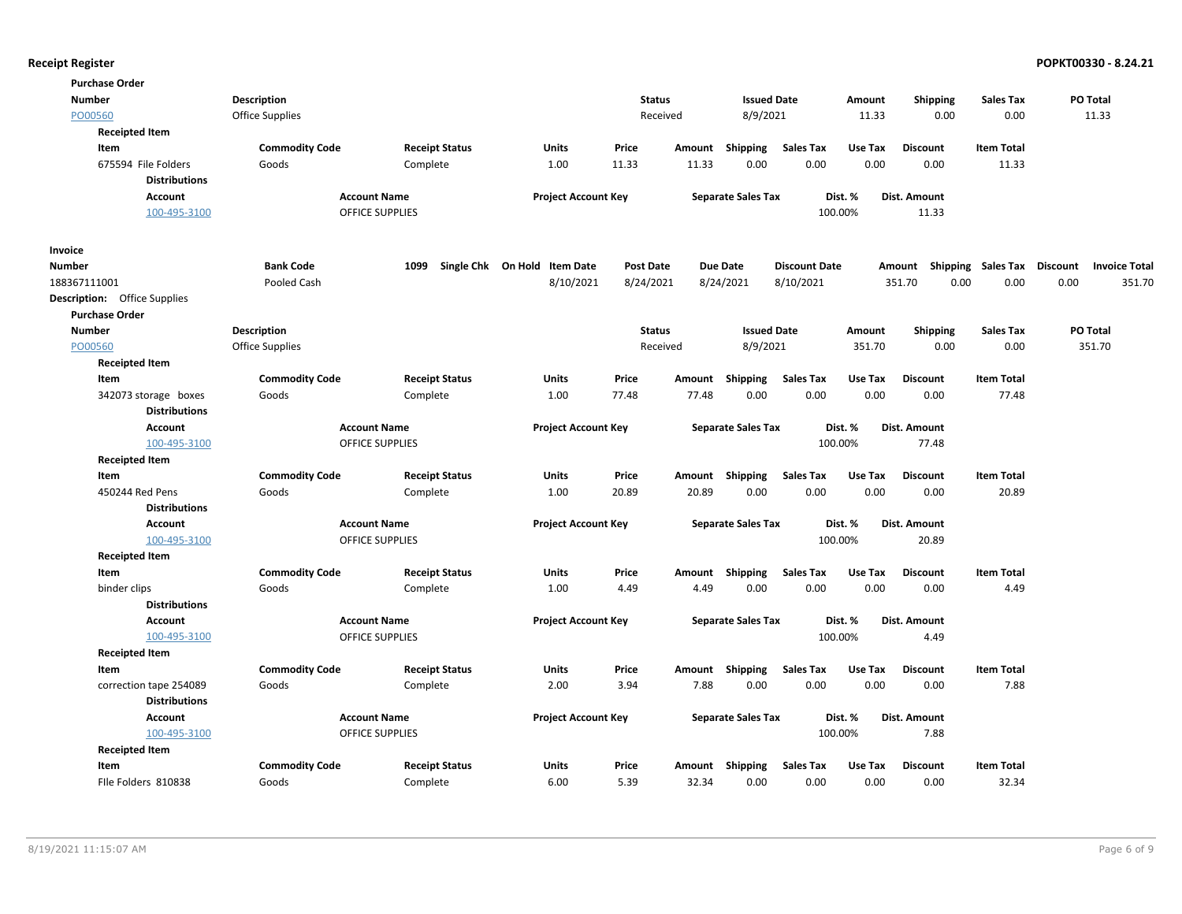**Receipt Register**

**Purchase Order**

| Number | Description | Status | Issued Date | Amount | Shipping | Sales Tax | PO Total |
|---|---|---|---|---|---|---|---|
| PO00560 | Office Supplies | Received | 8/9/2021 | 11.33 | 0.00 | 0.00 | 11.33 |

**Receipted Item**

| Item | Commodity Code | Receipt Status | Units | Price | Amount | Shipping | Sales Tax | Use Tax | Discount | Item Total |
|---|---|---|---|---|---|---|---|---|---|---|
| 675594 File Folders | Goods | Complete | 1.00 | 11.33 | 11.33 | 0.00 | 0.00 | 0.00 | 0.00 | 11.33 |

**Distributions**

| Account | Account Name | Project Account Key | Separate Sales Tax | Dist. % | Dist. Amount |
|---|---|---|---|---|---|
| 100-495-3100 | OFFICE SUPPLIES | | | 100.00% | 11.33 |

**Invoice**

| Number | Bank Code | 1099 | Single Chk | On Hold | Item Date | Post Date | Due Date | Discount Date | Amount | Shipping | Sales Tax | Discount | Invoice Total |
|---|---|---|---|---|---|---|---|---|---|---|---|---|---|
| 188367111001 | Pooled Cash | | | | 8/10/2021 | 8/24/2021 | 8/24/2021 | 8/10/2021 | 351.70 | 0.00 | 0.00 | 0.00 | 351.70 |

**Description:** Office Supplies

**Purchase Order**

| Number | Description | Status | Issued Date | Amount | Shipping | Sales Tax | PO Total |
|---|---|---|---|---|---|---|---|
| PO00560 | Office Supplies | Received | 8/9/2021 | 351.70 | 0.00 | 0.00 | 351.70 |

**Receipted Item**

| Item | Commodity Code | Receipt Status | Units | Price | Amount | Shipping | Sales Tax | Use Tax | Discount | Item Total |
|---|---|---|---|---|---|---|---|---|---|---|
| 342073 storage boxes | Goods | Complete | 1.00 | 77.48 | 77.48 | 0.00 | 0.00 | 0.00 | 0.00 | 77.48 |

**Distributions**

| Account | Account Name | Project Account Key | Separate Sales Tax | Dist. % | Dist. Amount |
|---|---|---|---|---|---|
| 100-495-3100 | OFFICE SUPPLIES | | | 100.00% | 77.48 |

**Receipted Item**

| Item | Commodity Code | Receipt Status | Units | Price | Amount | Shipping | Sales Tax | Use Tax | Discount | Item Total |
|---|---|---|---|---|---|---|---|---|---|---|
| 450244 Red Pens | Goods | Complete | 1.00 | 20.89 | 20.89 | 0.00 | 0.00 | 0.00 | 0.00 | 20.89 |

**Distributions**

| Account | Account Name | Project Account Key | Separate Sales Tax | Dist. % | Dist. Amount |
|---|---|---|---|---|---|
| 100-495-3100 | OFFICE SUPPLIES | | | 100.00% | 20.89 |

**Receipted Item**

| Item | Commodity Code | Receipt Status | Units | Price | Amount | Shipping | Sales Tax | Use Tax | Discount | Item Total |
|---|---|---|---|---|---|---|---|---|---|---|
| binder clips | Goods | Complete | 1.00 | 4.49 | 4.49 | 0.00 | 0.00 | 0.00 | 0.00 | 4.49 |

**Distributions**

| Account | Account Name | Project Account Key | Separate Sales Tax | Dist. % | Dist. Amount |
|---|---|---|---|---|---|
| 100-495-3100 | OFFICE SUPPLIES | | | 100.00% | 4.49 |

**Receipted Item**

| Item | Commodity Code | Receipt Status | Units | Price | Amount | Shipping | Sales Tax | Use Tax | Discount | Item Total |
|---|---|---|---|---|---|---|---|---|---|---|
| correction tape 254089 | Goods | Complete | 2.00 | 3.94 | 7.88 | 0.00 | 0.00 | 0.00 | 0.00 | 7.88 |

**Distributions**

| Account | Account Name | Project Account Key | Separate Sales Tax | Dist. % | Dist. Amount |
|---|---|---|---|---|---|
| 100-495-3100 | OFFICE SUPPLIES | | | 100.00% | 7.88 |

**Receipted Item**

| Item | Commodity Code | Receipt Status | Units | Price | Amount | Shipping | Sales Tax | Use Tax | Discount | Item Total |
|---|---|---|---|---|---|---|---|---|---|---|
| FIle Folders 810838 | Goods | Complete | 6.00 | 5.39 | 32.34 | 0.00 | 0.00 | 0.00 | 0.00 | 32.34 |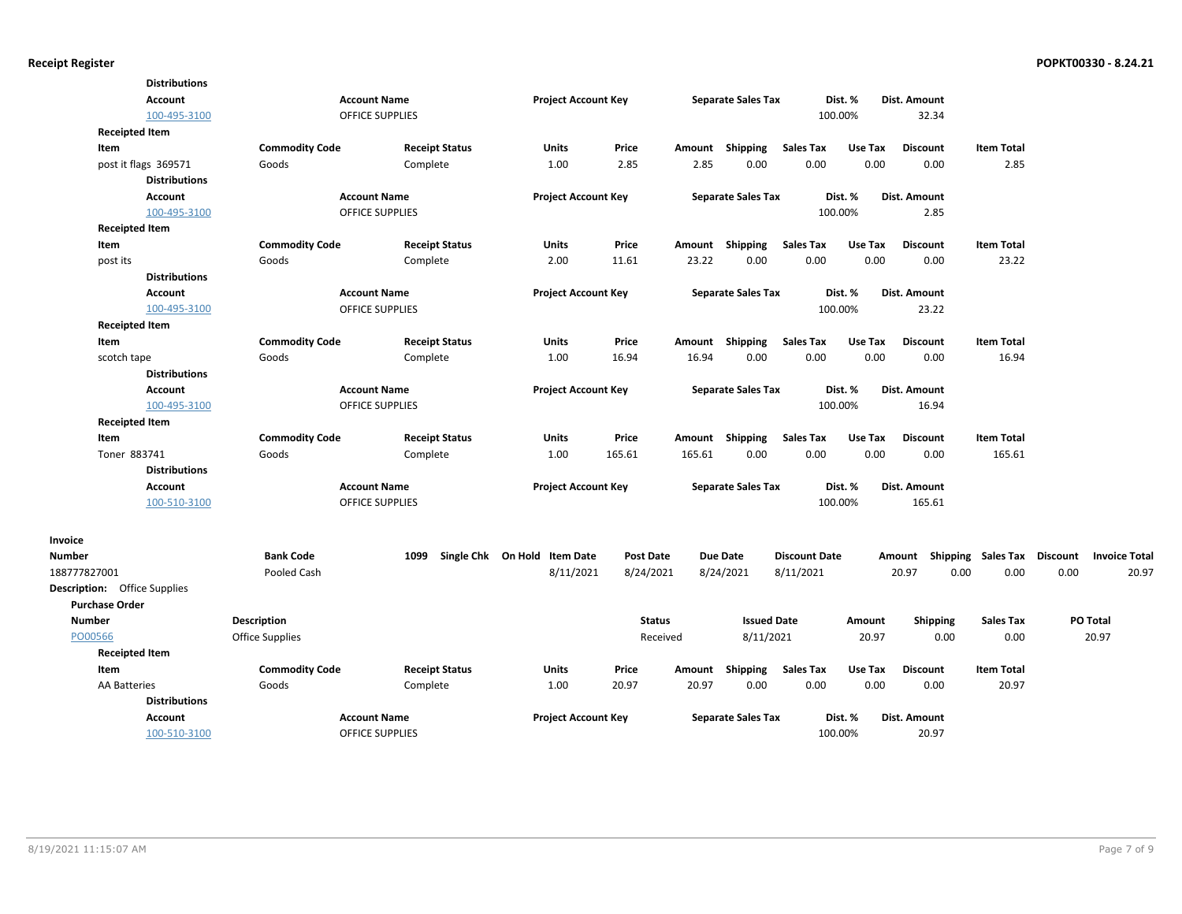**Distributions**

| Account | Account Name | Project Account Key | Separate Sales Tax | Dist. % | Dist. Amount |
|---|---|---|---|---|---|
| 100-495-3100 | OFFICE SUPPLIES | | | 100.00% | 32.34 |

**Receipted Item**

| Item | Commodity Code | Receipt Status | Units | Price | Amount | Shipping | Sales Tax | Use Tax | Discount | Item Total |
|---|---|---|---|---|---|---|---|---|---|---|
| post it flags 369571 | Goods | Complete | 1.00 | 2.85 | 2.85 | 0.00 | 0.00 | 0.00 | 0.00 | 2.85 |

**Distributions**

| Account | Account Name | Project Account Key | Separate Sales Tax | Dist. % | Dist. Amount |
|---|---|---|---|---|---|
| 100-495-3100 | OFFICE SUPPLIES | | | 100.00% | 2.85 |

**Receipted Item**

| Item | Commodity Code | Receipt Status | Units | Price | Amount | Shipping | Sales Tax | Use Tax | Discount | Item Total |
|---|---|---|---|---|---|---|---|---|---|---|
| post its | Goods | Complete | 2.00 | 11.61 | 23.22 | 0.00 | 0.00 | 0.00 | 0.00 | 23.22 |

**Distributions**

| Account | Account Name | Project Account Key | Separate Sales Tax | Dist. % | Dist. Amount |
|---|---|---|---|---|---|
| 100-495-3100 | OFFICE SUPPLIES | | | 100.00% | 23.22 |

**Receipted Item**

| Item | Commodity Code | Receipt Status | Units | Price | Amount | Shipping | Sales Tax | Use Tax | Discount | Item Total |
|---|---|---|---|---|---|---|---|---|---|---|
| scotch tape | Goods | Complete | 1.00 | 16.94 | 16.94 | 0.00 | 0.00 | 0.00 | 0.00 | 16.94 |

**Distributions**

| Account | Account Name | Project Account Key | Separate Sales Tax | Dist. % | Dist. Amount |
|---|---|---|---|---|---|
| 100-495-3100 | OFFICE SUPPLIES | | | 100.00% | 16.94 |

**Receipted Item**

| Item | Commodity Code | Receipt Status | Units | Price | Amount | Shipping | Sales Tax | Use Tax | Discount | Item Total |
|---|---|---|---|---|---|---|---|---|---|---|
| Toner 883741 | Goods | Complete | 1.00 | 165.61 | 165.61 | 0.00 | 0.00 | 0.00 | 0.00 | 165.61 |

**Distributions**

| Account | Account Name | Project Account Key | Separate Sales Tax | Dist. % | Dist. Amount |
|---|---|---|---|---|---|
| 100-510-3100 | OFFICE SUPPLIES | | | 100.00% | 165.61 |

**Invoice**

| Number | Bank Code | 1099 | Single Chk | On Hold | Item Date | Post Date | Due Date | Discount Date | Amount | Shipping | Sales Tax | Discount | Invoice Total |
|---|---|---|---|---|---|---|---|---|---|---|---|---|---|
| 188777827001 | Pooled Cash | | | | 8/11/2021 | 8/24/2021 | 8/24/2021 | 8/11/2021 | 20.97 | 0.00 | 0.00 | 0.00 | 20.97 |

**Description:** Office Supplies

**Purchase Order**

| Number | Description | Status | Issued Date | Amount | Shipping | Sales Tax | PO Total |
|---|---|---|---|---|---|---|---|
| PO00566 | Office Supplies | Received | 8/11/2021 | 20.97 | 0.00 | 0.00 | 20.97 |

**Receipted Item**

| Item | Commodity Code | Receipt Status | Units | Price | Amount | Shipping | Sales Tax | Use Tax | Discount | Item Total |
|---|---|---|---|---|---|---|---|---|---|---|
| AA Batteries | Goods | Complete | 1.00 | 20.97 | 20.97 | 0.00 | 0.00 | 0.00 | 0.00 | 20.97 |

**Distributions**

| Account | Account Name | Project Account Key | Separate Sales Tax | Dist. % | Dist. Amount |
|---|---|---|---|---|---|
| 100-510-3100 | OFFICE SUPPLIES | | | 100.00% | 20.97 |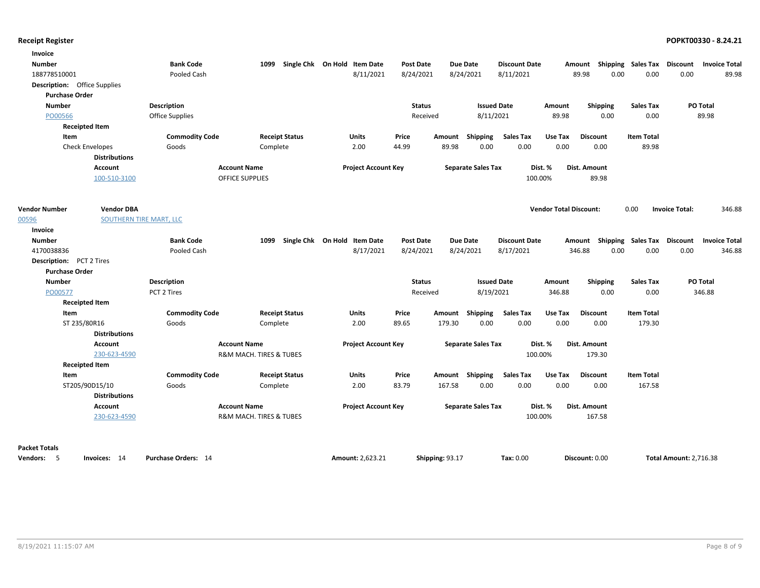**Receipt Register** — **POPKT00330 - 8.24.21**

**Invoice**

| Number | Bank Code | 1099 | Single Chk | On Hold | Item Date | Post Date | Due Date | Discount Date | Amount | Shipping | Sales Tax | Discount | Invoice Total |
|---|---|---|---|---|---|---|---|---|---|---|---|---|---|
| 188778510001 | Pooled Cash | | | | 8/11/2021 | 8/24/2021 | 8/24/2021 | 8/11/2021 | 89.98 | 0.00 | 0.00 | 0.00 | 89.98 |

**Description:** Office Supplies

**Purchase Order**

| Number | Description | Status | Issued Date | Amount | Shipping | Sales Tax | PO Total |
|---|---|---|---|---|---|---|---|
| PO00566 | Office Supplies | Received | 8/11/2021 | 89.98 | 0.00 | 0.00 | 89.98 |

**Receipted Item**

| Item | Commodity Code | Receipt Status | Units | Price | Amount | Shipping | Sales Tax | Use Tax | Discount | Item Total |
|---|---|---|---|---|---|---|---|---|---|---|
| Check Envelopes | Goods | Complete | 2.00 | 44.99 | 89.98 | 0.00 | 0.00 | 0.00 | 0.00 | 89.98 |

**Distributions**

| Account | Account Name | Project Account Key | Separate Sales Tax | Dist. % | Dist. Amount |
|---|---|---|---|---|---|
| 100-510-3100 | OFFICE SUPPLIES | | | 100.00% | 89.98 |

| Vendor Number | Vendor DBA | Vendor Total Discount: | 0.00 | Invoice Total: | 346.88 |
|---|---|---|---|---|---|
| 00596 | SOUTHERN TIRE MART, LLC | | | | |

**Invoice**

| Number | Bank Code | 1099 | Single Chk | On Hold | Item Date | Post Date | Due Date | Discount Date | Amount | Shipping | Sales Tax | Discount | Invoice Total |
|---|---|---|---|---|---|---|---|---|---|---|---|---|---|
| 4170038836 | Pooled Cash | | | | 8/17/2021 | 8/24/2021 | 8/24/2021 | 8/17/2021 | 346.88 | 0.00 | 0.00 | 0.00 | 346.88 |

**Description:** PCT 2 Tires

**Purchase Order**

| Number | Description | Status | Issued Date | Amount | Shipping | Sales Tax | PO Total |
|---|---|---|---|---|---|---|---|
| PO00577 | PCT 2 Tires | Received | 8/19/2021 | 346.88 | 0.00 | 0.00 | 346.88 |

**Receipted Item**

| Item | Commodity Code | Receipt Status | Units | Price | Amount | Shipping | Sales Tax | Use Tax | Discount | Item Total |
|---|---|---|---|---|---|---|---|---|---|---|
| ST 235/80R16 | Goods | Complete | 2.00 | 89.65 | 179.30 | 0.00 | 0.00 | 0.00 | 0.00 | 179.30 |

**Distributions**

| Account | Account Name | Project Account Key | Separate Sales Tax | Dist. % | Dist. Amount |
|---|---|---|---|---|---|
| 230-623-4590 | R&M MACH. TIRES & TUBES | | | 100.00% | 179.30 |

**Receipted Item**

| Item | Commodity Code | Receipt Status | Units | Price | Amount | Shipping | Sales Tax | Use Tax | Discount | Item Total |
|---|---|---|---|---|---|---|---|---|---|---|
| ST205/90D15/10 | Goods | Complete | 2.00 | 83.79 | 167.58 | 0.00 | 0.00 | 0.00 | 0.00 | 167.58 |

**Distributions**

| Account | Account Name | Project Account Key | Separate Sales Tax | Dist. % | Dist. Amount |
|---|---|---|---|---|---|
| 230-623-4590 | R&M MACH. TIRES & TUBES | | | 100.00% | 167.58 |

**Packet Totals**

**Vendors:** 5 **Invoices:** 14 **Purchase Orders:** 14 **Amount:** 2,623.21 **Shipping:** 93.17 **Tax:** 0.00 **Discount:** 0.00 **Total Amount:** 2,716.38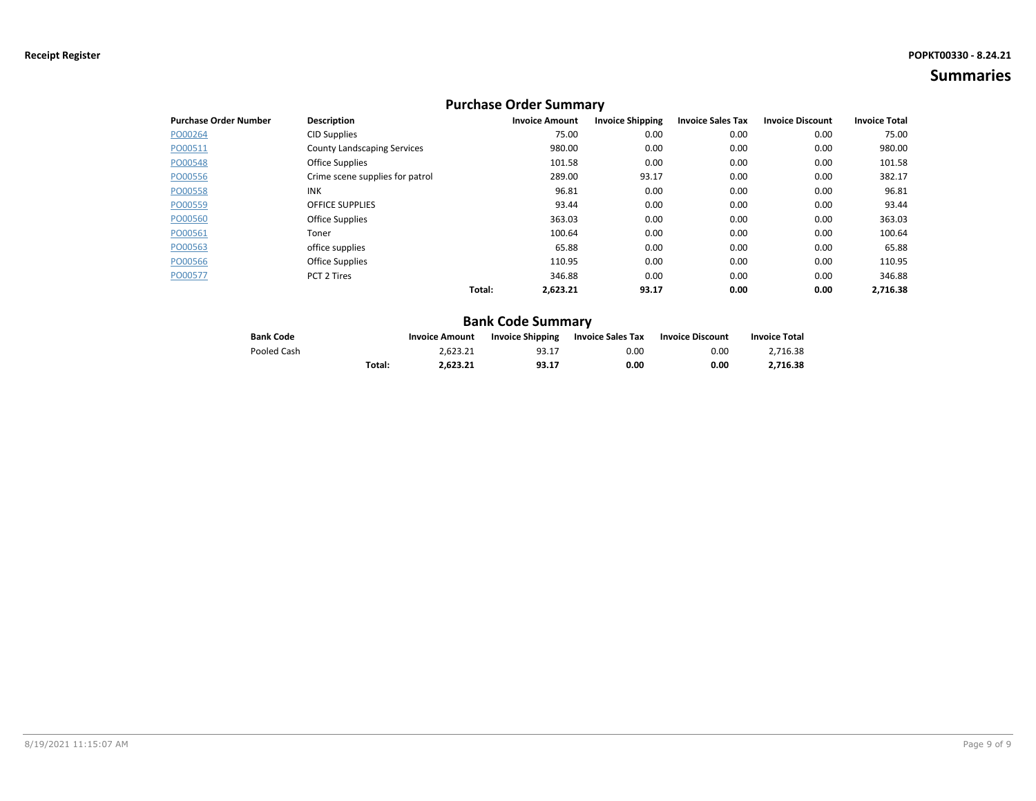**Receipt Register**

**POPKT00330 - 8.24.21**

# Summaries

## Purchase Order Summary

| Purchase Order Number | Description | | Invoice Amount | Invoice Shipping | Invoice Sales Tax | Invoice Discount | Invoice Total |
|---|---|---|---|---|---|---|---|
| PO00264 | CID Supplies | | 75.00 | 0.00 | 0.00 | 0.00 | 75.00 |
| PO00511 | County Landscaping Services | | 980.00 | 0.00 | 0.00 | 0.00 | 980.00 |
| PO00548 | Office Supplies | | 101.58 | 0.00 | 0.00 | 0.00 | 101.58 |
| PO00556 | Crime scene supplies for patrol | | 289.00 | 93.17 | 0.00 | 0.00 | 382.17 |
| PO00558 | INK | | 96.81 | 0.00 | 0.00 | 0.00 | 96.81 |
| PO00559 | OFFICE SUPPLIES | | 93.44 | 0.00 | 0.00 | 0.00 | 93.44 |
| PO00560 | Office Supplies | | 363.03 | 0.00 | 0.00 | 0.00 | 363.03 |
| PO00561 | Toner | | 100.64 | 0.00 | 0.00 | 0.00 | 100.64 |
| PO00563 | office supplies | | 65.88 | 0.00 | 0.00 | 0.00 | 65.88 |
| PO00566 | Office Supplies | | 110.95 | 0.00 | 0.00 | 0.00 | 110.95 |
| PO00577 | PCT 2 Tires | | 346.88 | 0.00 | 0.00 | 0.00 | 346.88 |
| | | **Total:** | **2,623.21** | **93.17** | **0.00** | **0.00** | **2,716.38** |

## Bank Code Summary

| Bank Code | | Invoice Amount | Invoice Shipping | Invoice Sales Tax | Invoice Discount | Invoice Total |
|---|---|---|---|---|---|---|
| Pooled Cash | | 2,623.21 | 93.17 | 0.00 | 0.00 | 2,716.38 |
| | **Total:** | **2,623.21** | **93.17** | **0.00** | **0.00** | **2,716.38** |

8/19/2021 11:15:07 AM